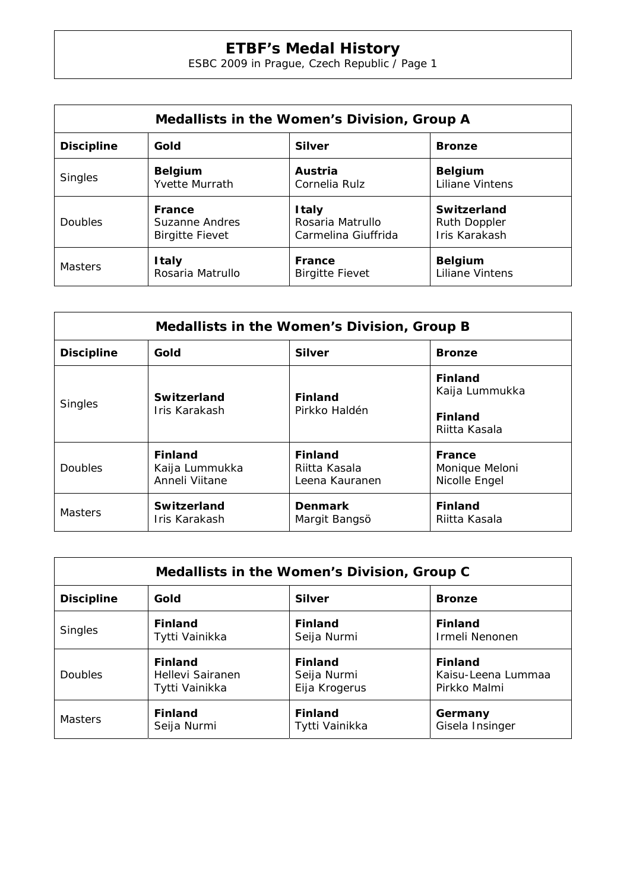# ETBF's Medal History

ESBC 2009 in Prague, Czech Republic / Page 1

## Medallists in the Women's Division, Group A

| Discipline | Gold | Silver | Bronze |
|---|---|---|---|
| Singles | **Belgium**<br>Yvette Murrath | **Austria**<br>Cornelia Rulz | **Belgium**<br>Liliane Vintens |
| Doubles | **France**<br>Suzanne Andres<br>Birgitte Fievet | **Italy**<br>Rosaria Matrullo<br>Carmelina Giuffrida | **Switzerland**<br>Ruth Doppler<br>Iris Karakash |
| Masters | **Italy**<br>Rosaria Matrullo | **France**<br>Birgitte Fievet | **Belgium**<br>Liliane Vintens |

## Medallists in the Women's Division, Group B

| Discipline | Gold | Silver | Bronze |
|---|---|---|---|
| Singles | **Switzerland**<br>Iris Karakash | **Finland**<br>Pirkko Haldén | **Finland**<br>Kaija Lummukka<br>**Finland**<br>Riitta Kasala |
| Doubles | **Finland**<br>Kaija Lummukka<br>Anneli Viitane | **Finland**<br>Riitta Kasala<br>Leena Kauranen | **France**<br>Monique Meloni<br>Nicolle Engel |
| Masters | **Switzerland**<br>Iris Karakash | **Denmark**<br>Margit Bangsö | **Finland**<br>Riitta Kasala |

## Medallists in the Women's Division, Group C

| Discipline | Gold | Silver | Bronze |
|---|---|---|---|
| Singles | **Finland**<br>Tytti Vainikka | **Finland**<br>Seija Nurmi | **Finland**<br>Irmeli Nenonen |
| Doubles | **Finland**<br>Hellevi Sairanen<br>Tytti Vainikka | **Finland**<br>Seija Nurmi<br>Eija Krogerus | **Finland**<br>Kaisu-Leena Lummaa<br>Pirkko Malmi |
| Masters | **Finland**<br>Seija Nurmi | **Finland**<br>Tytti Vainikka | **Germany**<br>Gisela Insinger |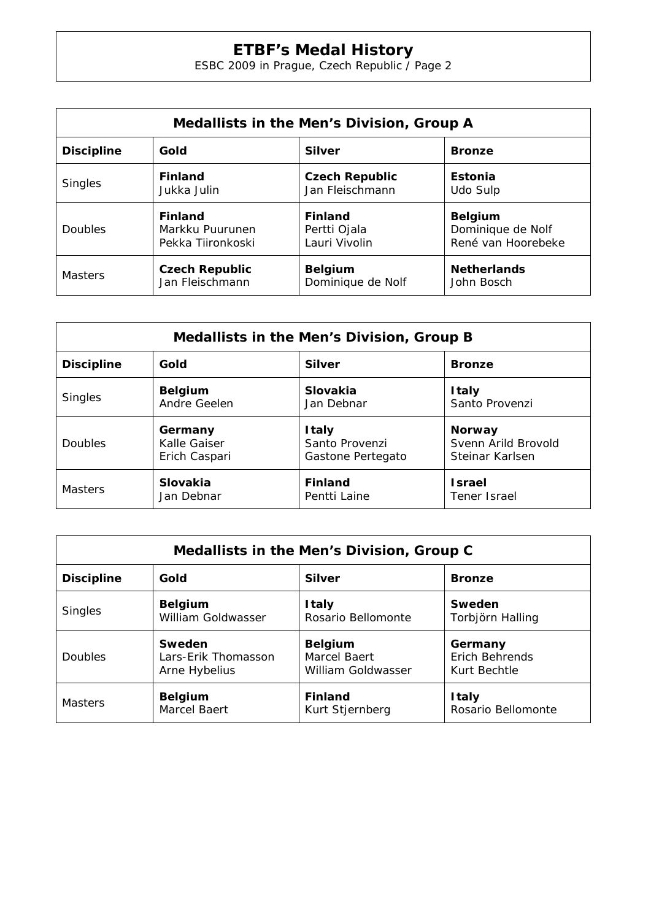# ETBF's Medal History

ESBC 2009 in Prague, Czech Republic / Page 2

## Medallists in the Men's Division, Group A

| Discipline | Gold | Silver | Bronze |
|---|---|---|---|
| Singles | **Finland**<br>Jukka Julin | **Czech Republic**<br>Jan Fleischmann | **Estonia**<br>Udo Sulp |
| Doubles | **Finland**<br>Markku Puurunen<br>Pekka Tiironkoski | **Finland**<br>Pertti Ojala<br>Lauri Vivolin | **Belgium**<br>Dominique de Nolf<br>René van Hoorebeke |
| Masters | **Czech Republic**<br>Jan Fleischmann | **Belgium**<br>Dominique de Nolf | **Netherlands**<br>John Bosch |

## Medallists in the Men's Division, Group B

| Discipline | Gold | Silver | Bronze |
|---|---|---|---|
| Singles | **Belgium**<br>Andre Geelen | **Slovakia**<br>Jan Debnar | **Italy**<br>Santo Provenzi |
| Doubles | **Germany**<br>Kalle Gaiser<br>Erich Caspari | **Italy**<br>Santo Provenzi<br>Gastone Pertegato | **Norway**<br>Svenn Arild Brovold<br>Steinar Karlsen |
| Masters | **Slovakia**<br>Jan Debnar | **Finland**<br>Pentti Laine | **Israel**<br>Tener Israel |

## Medallists in the Men's Division, Group C

| Discipline | Gold | Silver | Bronze |
|---|---|---|---|
| Singles | **Belgium**<br>William Goldwasser | **Italy**<br>Rosario Bellomonte | **Sweden**<br>Torbjörn Halling |
| Doubles | **Sweden**<br>Lars-Erik Thomasson<br>Arne Hybelius | **Belgium**<br>Marcel Baert<br>William Goldwasser | **Germany**<br>Erich Behrends<br>Kurt Bechtle |
| Masters | **Belgium**<br>Marcel Baert | **Finland**<br>Kurt Stjernberg | **Italy**<br>Rosario Bellomonte |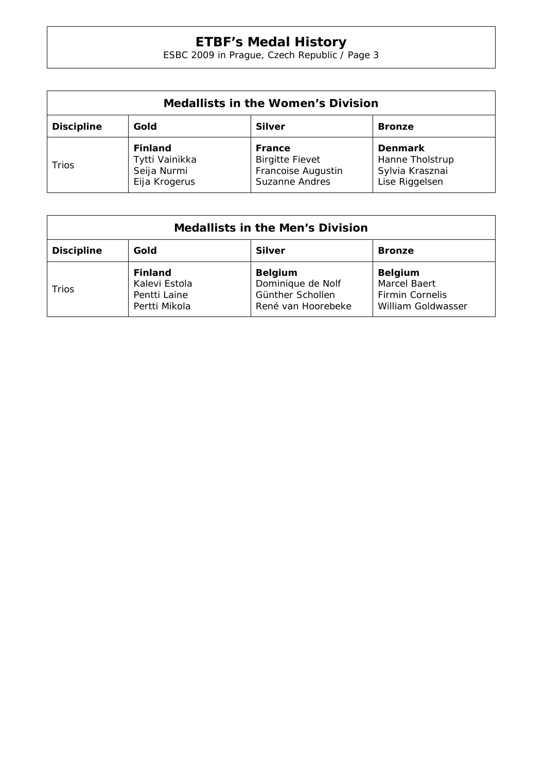# ETBF's Medal History

ESBC 2009 in Prague, Czech Republic / Page 3

| Medallists in the Women's Division | | | |
|---|---|---|---|
| **Discipline** | **Gold** | **Silver** | **Bronze** |
| Trios | **Finland**<br>Tytti Vainikka<br>Seija Nurmi<br>Eija Krogerus | **France**<br>Birgitte Fievet<br>Francoise Augustin<br>Suzanne Andres | **Denmark**<br>Hanne Tholstrup<br>Sylvia Krasznai<br>Lise Riggelsen |

| Medallists in the Men's Division | | | |
|---|---|---|---|
| **Discipline** | **Gold** | **Silver** | **Bronze** |
| Trios | **Finland**<br>Kalevi Estola<br>Pentti Laine<br>Pertti Mikola | **Belgium**<br>Dominique de Nolf<br>Günther Schollen<br>René van Hoorebeke | **Belgium**<br>Marcel Baert<br>Firmin Cornelis<br>William Goldwasser |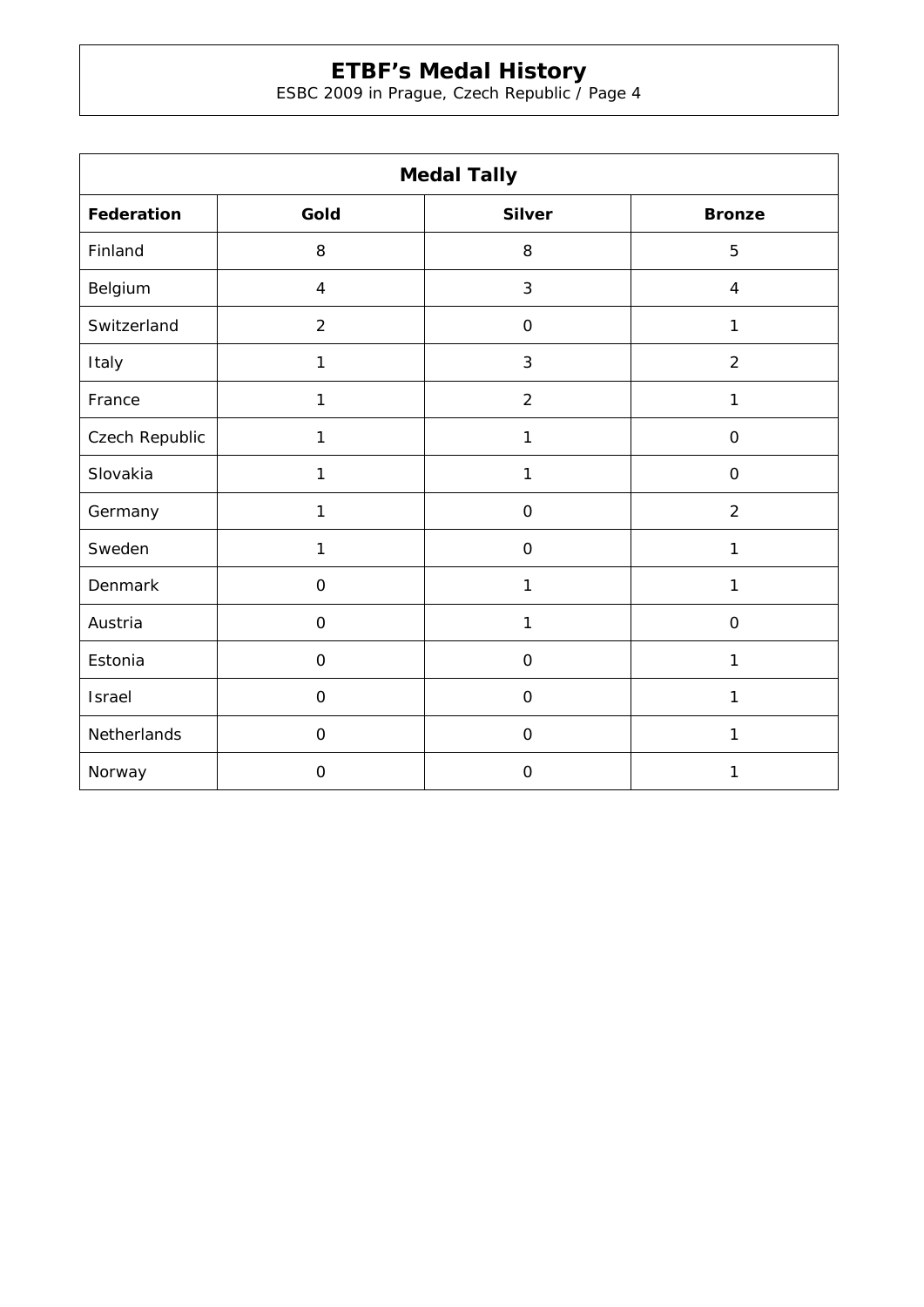| Medal Tally | | | |
|---|---|---|---|
| **Federation** | **Gold** | **Silver** | **Bronze** |
| Finland | 8 | 8 | 5 |
| Belgium | 4 | 3 | 4 |
| Switzerland | 2 | 0 | 1 |
| Italy | 1 | 3 | 2 |
| France | 1 | 2 | 1 |
| Czech Republic | 1 | 1 | 0 |
| Slovakia | 1 | 1 | 0 |
| Germany | 1 | 0 | 2 |
| Sweden | 1 | 0 | 1 |
| Denmark | 0 | 1 | 1 |
| Austria | 0 | 1 | 0 |
| Estonia | 0 | 0 | 1 |
| Israel | 0 | 0 | 1 |
| Netherlands | 0 | 0 | 1 |
| Norway | 0 | 0 | 1 |